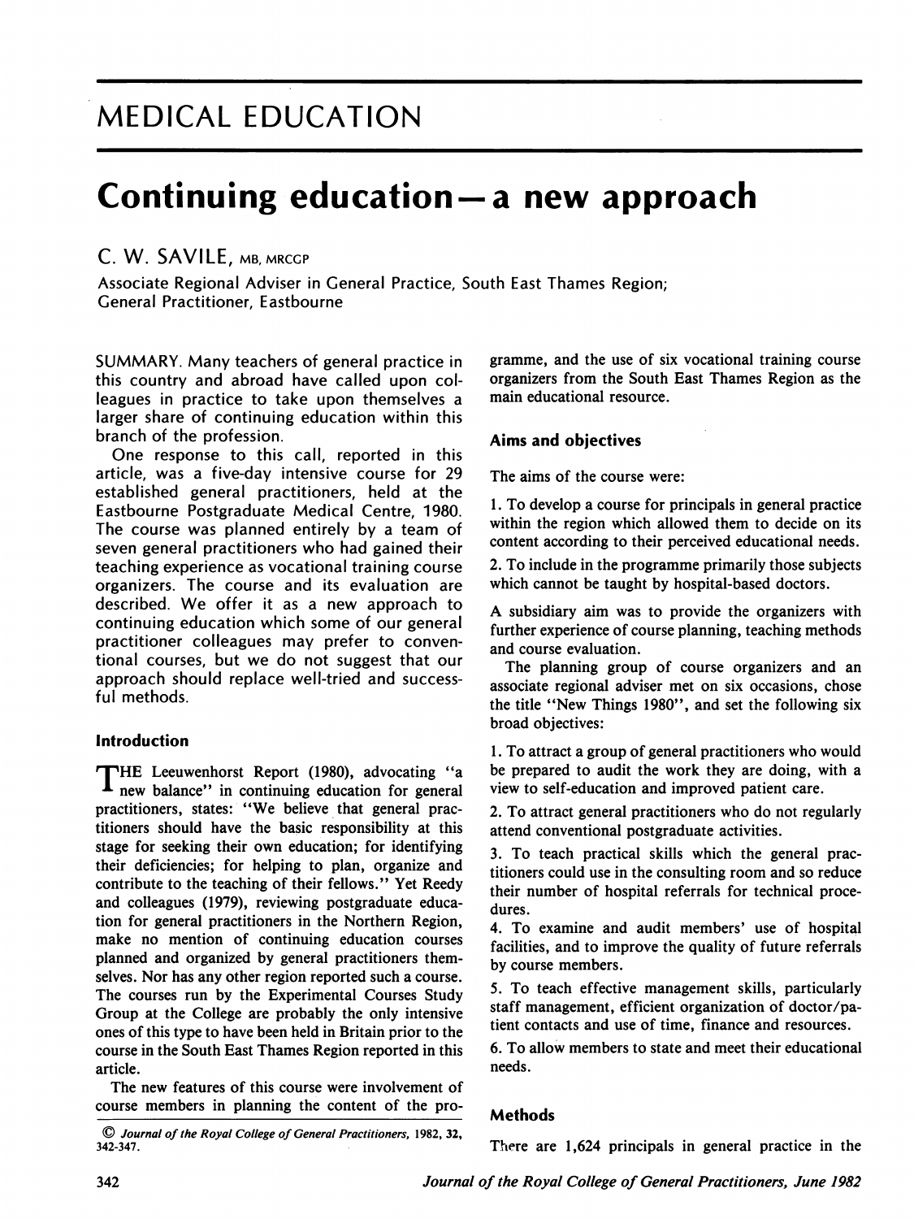# MEDICAL EDUCATION

# Continuing education—a new approach

C. W. SAVILE, MB, MRCGP

Associate Regional Adviser in General Practice, South East Thames Region; General Practitioner, Eastbourne

SUMMARY. Many teachers of general practice in this country and abroad have called upon colleagues in practice to take upon themselves a larger share of continuing education within this branch of the profession.

One response to this call, reported in this article, was a five-day intensive course for 29 established general practitioners, held at the Eastbourne Postgraduate Medical Centre, 1980. The course was planned entirely by a team of seven general practitioners who had gained their teaching experience as vocational training course organizers. The course and its evaluation are described. We offer it as a new approach to continuing education which some of our general practitioner colleagues may prefer to conventional courses, but we do not suggest that our approach should replace well-tried and successful methods.

## Introduction

THE Leeuwenhorst Report (1980), advocating "a new balance" in continuing education for general practitioners, states: "We believe that general practitioners should have the basic responsibility at this stage for seeking their own education; for identifying their deficiencies; for helping to plan, organize and contribute to the teaching of their fellows." Yet Reedy and colleagues (1979), reviewing postgraduate education for general practitioners in the Northern Region, make no mention of continuing education courses planned and organized by general practitioners themselves. Nor has any other region reported such a course. The courses run by the Experimental Courses Study Group at the College are probably the only intensive ones of this type to have been held in Britain prior to the course in the South East Thames Region reported in this article.

The new features of this course were involvement of course members in planning the content of the programme, and the use of six vocational training course organizers from the South East Thames Region as the main educational resource.

© *Journal of the Royal College of General Practitioners*, 1982, 32, 342-347.

## Aims and objectives

The aims of the course were:

1. To develop a course for principals in general practice within the region which allowed them to decide on its content according to their perceived educational needs.
2. To include in the programme primarily those subjects which cannot be taught by hospital-based doctors.

A subsidiary aim was to provide the organizers with further experience of course planning, teaching methods and course evaluation.

The planning group of course organizers and an associate regional adviser met on six occasions, chose the title "New Things 1980", and set the following six broad objectives:

1. To attract a group of general practitioners who would be prepared to audit the work they are doing, with a view to self-education and improved patient care.
2. To attract general practitioners who do not regularly attend conventional postgraduate activities.
3. To teach practical skills which the general practitioners could use in the consulting room and so reduce their number of hospital referrals for technical procedures.
4. To examine and audit members' use of hospital facilities, and to improve the quality of future referrals by course members.
5. To teach effective management skills, particularly staff management, efficient organization of doctor/patient contacts and use of time, finance and resources.
6. To allow members to state and meet their educational needs.

## Methods

There are 1,624 principals in general practice in the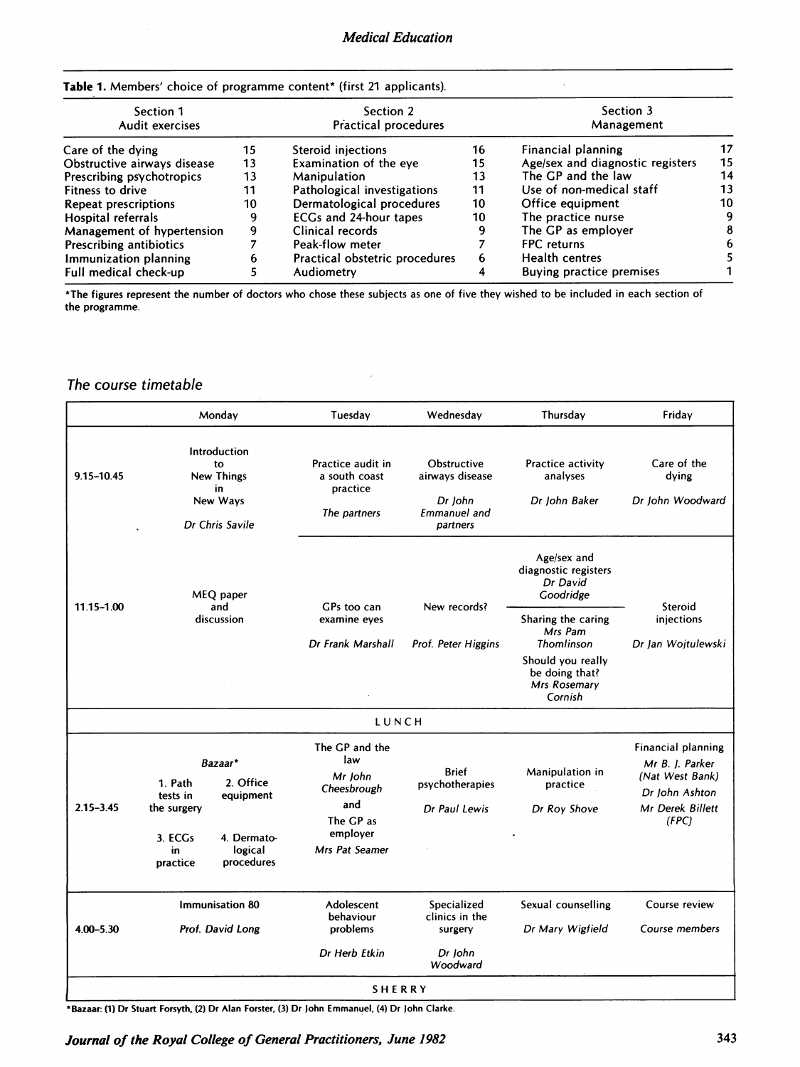**Table 1.** Members' choice of programme content* (first 21 applicants).

| Section 1 Audit exercises | | Section 2 Practical procedures | | Section 3 Management | |
|---|---|---|---|---|---|
| Care of the dying | 15 | Steroid injections | 16 | Financial planning | 17 |
| Obstructive airways disease | 13 | Examination of the eye | 15 | Age/sex and diagnostic registers | 15 |
| Prescribing psychotropics | 13 | Manipulation | 13 | The GP and the law | 14 |
| Fitness to drive | 11 | Pathological investigations | 11 | Use of non-medical staff | 13 |
| Repeat prescriptions | 10 | Dermatological procedures | 10 | Office equipment | 10 |
| Hospital referrals | 9 | ECGs and 24-hour tapes | 10 | The practice nurse | 9 |
| Management of hypertension | 9 | Clinical records | 9 | The GP as employer | 8 |
| Prescribing antibiotics | 7 | Peak-flow meter | 7 | FPC returns | 6 |
| Immunization planning | 6 | Practical obstetric procedures | 6 | Health centres | 5 |
| Full medical check-up | 5 | Audiometry | 4 | Buying practice premises | 1 |

*The figures represent the number of doctors who chose these subjects as one of five they wished to be included in each section of the programme.

## The course timetable

| | Monday | Tuesday | Wednesday | Thursday | Friday |
|---|---|---|---|---|---|
| 9.15–10.45 | Introduction to New Things in New Ways *Dr Chris Savile* | Practice audit in a south coast practice *The partners* | Obstructive airways disease *Dr John Emmanuel and partners* | Practice activity analyses *Dr John Baker* | Care of the dying *Dr John Woodward* |
| 11.15–1.00 | MEQ paper and discussion | GPs too can examine eyes *Dr Frank Marshall* | New records? *Prof. Peter Higgins* | Age/sex and diagnostic registers *Dr David Goodridge* / Sharing the caring *Mrs Pam Thomlinson* / Should you really be doing that? *Mrs Rosemary Cornish* | Steroid injections *Dr Jan Wojtulewski* |
| | LUNCH | | | | |
| 2.15–3.45 | *Bazaar** 1. Path tests in the surgery 2. Office equipment 3. ECGs in practice 4. Dermatological procedures | The GP and the law *Mr John Cheesbrough* and The GP as employer *Mrs Pat Seamer* | Brief psychotherapies *Dr Paul Lewis* | Manipulation in practice *Dr Roy Shove* | Financial planning *Mr B. J. Parker (Nat West Bank)* *Dr John Ashton* *Mr Derek Billett (FPC)* |
| 4.00–5.30 | Immunisation 80 *Prof. David Long* | Adolescent behaviour problems *Dr Herb Etkin* | Specialized clinics in the surgery *Dr John Woodward* | Sexual counselling *Dr Mary Wigfield* | Course review *Course members* |
| | SHERRY | | | | |

*Bazaar: (1) Dr Stuart Forsyth, (2) Dr Alan Forster, (3) Dr John Emmanuel, (4) Dr John Clarke.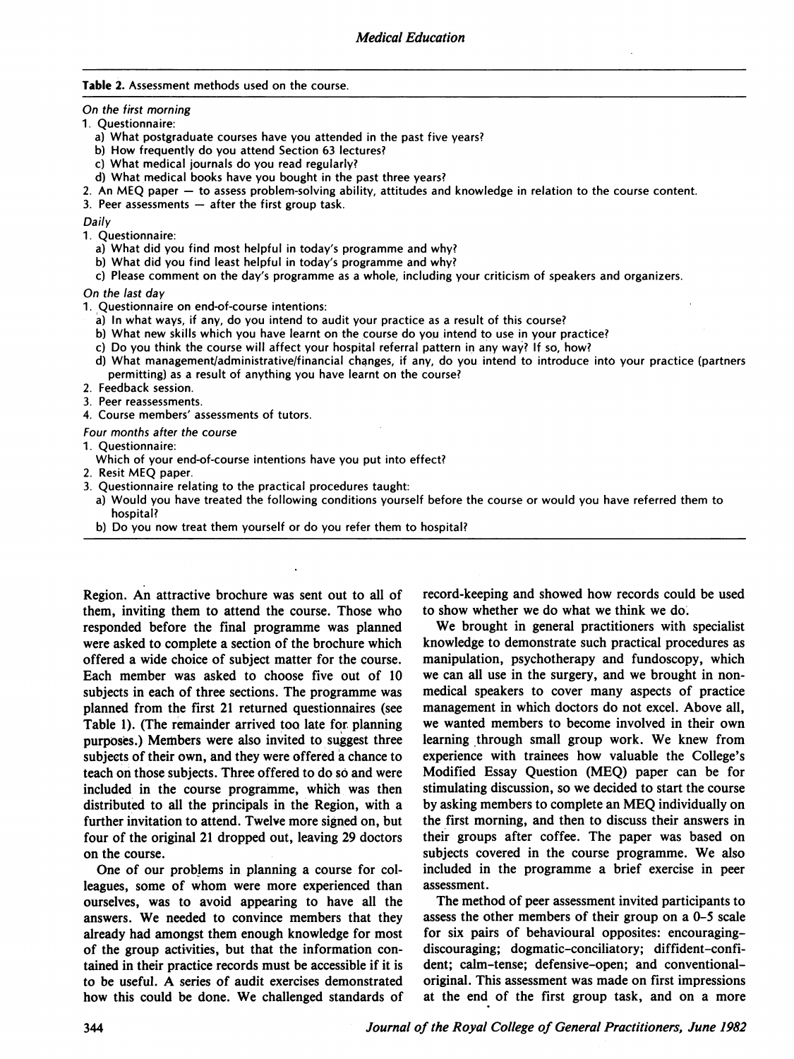**Table 2.** Assessment methods used on the course.

*On the first morning*

1. Questionnaire:
   a) What postgraduate courses have you attended in the past five years?
   b) How frequently do you attend Section 63 lectures?
   c) What medical journals do you read regularly?
   d) What medical books have you bought in the past three years?
2. An MEQ paper — to assess problem-solving ability, attitudes and knowledge in relation to the course content.
3. Peer assessments — after the first group task.

*Daily*

1. Questionnaire:
   a) What did you find most helpful in today's programme and why?
   b) What did you find least helpful in today's programme and why?
   c) Please comment on the day's programme as a whole, including your criticism of speakers and organizers.

*On the last day*

1. Questionnaire on end-of-course intentions:
   a) In what ways, if any, do you intend to audit your practice as a result of this course?
   b) What new skills which you have learnt on the course do you intend to use in your practice?
   c) Do you think the course will affect your hospital referral pattern in any way? If so, how?
   d) What management/administrative/financial changes, if any, do you intend to introduce into your practice (partners permitting) as a result of anything you have learnt on the course?
2. Feedback session.
3. Peer reassessments.
4. Course members' assessments of tutors.

*Four months after the course*

1. Questionnaire:
   Which of your end-of-course intentions have you put into effect?
2. Resit MEQ paper.
3. Questionnaire relating to the practical procedures taught:
   a) Would you have treated the following conditions yourself before the course or would you have referred them to hospital?
   b) Do you now treat them yourself or do you refer them to hospital?

Region. An attractive brochure was sent out to all of them, inviting them to attend the course. Those who responded before the final programme was planned were asked to complete a section of the brochure which offered a wide choice of subject matter for the course. Each member was asked to choose five out of 10 subjects in each of three sections. The programme was planned from the first 21 returned questionnaires (see Table 1). (The remainder arrived too late for planning purposes.) Members were also invited to suggest three subjects of their own, and they were offered a chance to teach on those subjects. Three offered to do so and were included in the course programme, which was then distributed to all the principals in the Region, with a further invitation to attend. Twelve more signed on, but four of the original 21 dropped out, leaving 29 doctors on the course.

One of our problems in planning a course for colleagues, some of whom were more experienced than ourselves, was to avoid appearing to have all the answers. We needed to convince members that they already had amongst them enough knowledge for most of the group activities, but that the information contained in their practice records must be accessible if it is to be useful. A series of audit exercises demonstrated how this could be done. We challenged standards of record-keeping and showed how records could be used to show whether we do what we think we do.

We brought in general practitioners with specialist knowledge to demonstrate such practical procedures as manipulation, psychotherapy and fundoscopy, which we can all use in the surgery, and we brought in non-medical speakers to cover many aspects of practice management in which doctors do not excel. Above all, we wanted members to become involved in their own learning through small group work. We knew from experience with trainees how valuable the College's Modified Essay Question (MEQ) paper can be for stimulating discussion, so we decided to start the course by asking members to complete an MEQ individually on the first morning, and then to discuss their answers in their groups after coffee. The paper was based on subjects covered in the course programme. We also included in the programme a brief exercise in peer assessment.

The method of peer assessment invited participants to assess the other members of their group on a 0–5 scale for six pairs of behavioural opposites: encouraging–discouraging; dogmatic–conciliatory; diffident–confident; calm–tense; defensive–open; and conventional–original. This assessment was made on first impressions at the end of the first group task, and on a more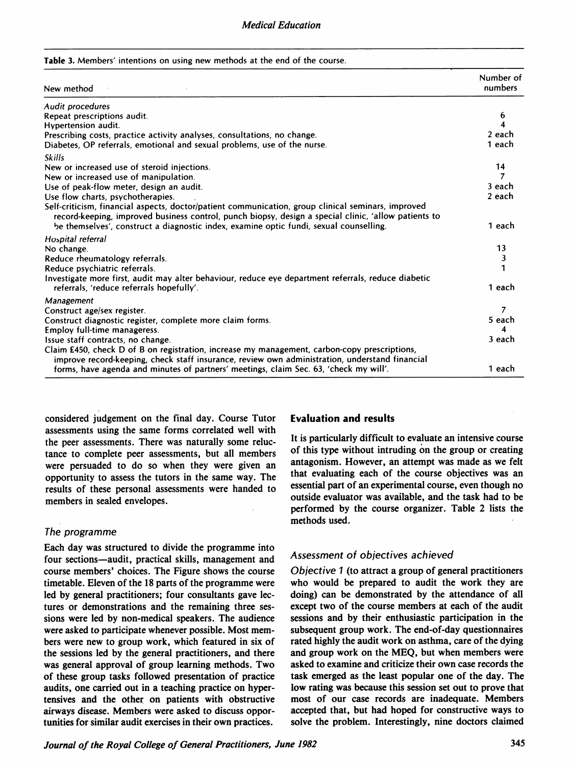**Table 3.** Members' intentions on using new methods at the end of the course.

| New method | Number of numbers |
|---|---|
| *Audit procedures* | |
| Repeat prescriptions audit. | 6 |
| Hypertension audit. | 4 |
| Prescribing costs, practice activity analyses, consultations, no change. | 2 each |
| Diabetes, OP referrals, emotional and sexual problems, use of the nurse. | 1 each |
| *Skills* | |
| New or increased use of steroid injections. | 14 |
| New or increased use of manipulation. | 7 |
| Use of peak-flow meter, design an audit. | 3 each |
| Use flow charts, psychotherapies. | 2 each |
| Self-criticism, financial aspects, doctor/patient communication, group clinical seminars, improved record-keeping, improved business control, punch biopsy, design a special clinic, 'allow patients to be themselves', construct a diagnostic index, examine optic fundi, sexual counselling. | 1 each |
| *Hospital referral* | |
| No change. | 13 |
| Reduce rheumatology referrals. | 3 |
| Reduce psychiatric referrals. | 1 |
| Investigate more first, audit may alter behaviour, reduce eye department referrals, reduce diabetic referrals, 'reduce referrals hopefully'. | 1 each |
| *Management* | |
| Construct age/sex register. | 7 |
| Construct diagnostic register, complete more claim forms. | 5 each |
| Employ full-time manageress. | 4 |
| Issue staff contracts, no change. | 3 each |
| Claim £450, check D of B on registration, increase my management, carbon-copy prescriptions, improve record-keeping, check staff insurance, review own administration, understand financial forms, have agenda and minutes of partners' meetings, claim Sec. 63, 'check my will'. | 1 each |

considered judgement on the final day. Course Tutor assessments using the same forms correlated well with the peer assessments. There was naturally some reluctance to complete peer assessments, but all members were persuaded to do so when they were given an opportunity to assess the tutors in the same way. The results of these personal assessments were handed to members in sealed envelopes.

### The programme

Each day was structured to divide the programme into four sections—audit, practical skills, management and course members' choices. The Figure shows the course timetable. Eleven of the 18 parts of the programme were led by general practitioners; four consultants gave lectures or demonstrations and the remaining three sessions were led by non-medical speakers. The audience were asked to participate whenever possible. Most members were new to group work, which featured in six of the sessions led by the general practitioners, and there was general approval of group learning methods. Two of these group tasks followed presentation of practice audits, one carried out in a teaching practice on hypertensives and the other on patients with obstructive airways disease. Members were asked to discuss opportunities for similar audit exercises in their own practices.

## Evaluation and results

It is particularly difficult to evaluate an intensive course of this type without intruding on the group or creating antagonism. However, an attempt was made as we felt that evaluating each of the course objectives was an essential part of an experimental course, even though no outside evaluator was available, and the task had to be performed by the course organizer. Table 2 lists the methods used.

### Assessment of objectives achieved

*Objective 1* (to attract a group of general practitioners who would be prepared to audit the work they are doing) can be demonstrated by the attendance of all except two of the course members at each of the audit sessions and by their enthusiastic participation in the subsequent group work. The end-of-day questionnaires rated highly the audit work on asthma, care of the dying and group work on the MEQ, but when members were asked to examine and criticize their own case records the task emerged as the least popular one of the day. The low rating was because this session set out to prove that most of our case records are inadequate. Members accepted that, but had hoped for constructive ways to solve the problem. Interestingly, nine doctors claimed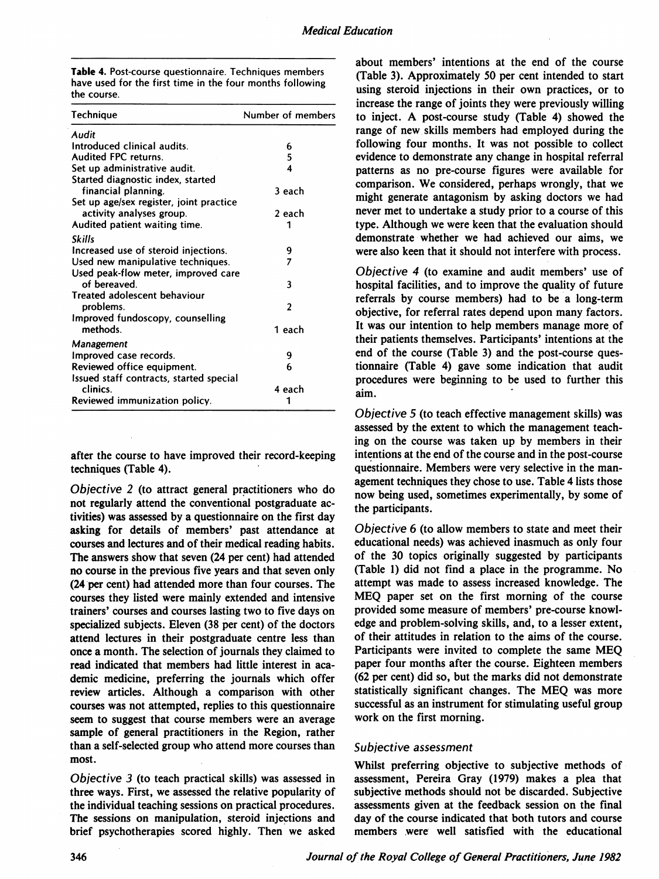**Table 4.** Post-course questionnaire. Techniques members have used for the first time in the four months following the course.

| Technique | Number of members |
|---|---|
| *Audit* | |
| Introduced clinical audits. | 6 |
| Audited FPC returns. | 5 |
| Set up administrative audit. | 4 |
| Started diagnostic index, started financial planning. | 3 each |
| Set up age/sex register, joint practice activity analyses group. | 2 each |
| Audited patient waiting time. | 1 |
| *Skills* | |
| Increased use of steroid injections. | 9 |
| Used new manipulative techniques. | 7 |
| Used peak-flow meter, improved care of bereaved. | 3 |
| Treated adolescent behaviour problems. | 2 |
| Improved fundoscopy, counselling methods. | 1 each |
| *Management* | |
| Improved case records. | 9 |
| Reviewed office equipment. | 6 |
| Issued staff contracts, started special clinics. | 4 each |
| Reviewed immunization policy. | 1 |

after the course to have improved their record-keeping techniques (Table 4).

*Objective 2* (to attract general practitioners who do not regularly attend the conventional postgraduate activities) was assessed by a questionnaire on the first day asking for details of members' past attendance at courses and lectures and of their medical reading habits. The answers show that seven (24 per cent) had attended no course in the previous five years and that seven only (24 per cent) had attended more than four courses. The courses they listed were mainly extended and intensive trainers' courses and courses lasting two to five days on specialized subjects. Eleven (38 per cent) of the doctors attend lectures in their postgraduate centre less than once a month. The selection of journals they claimed to read indicated that members had little interest in academic medicine, preferring the journals which offer review articles. Although a comparison with other courses was not attempted, replies to this questionnaire seem to suggest that course members were an average sample of general practitioners in the Region, rather than a self-selected group who attend more courses than most.

*Objective 3* (to teach practical skills) was assessed in three ways. First, we assessed the relative popularity of the individual teaching sessions on practical procedures. The sessions on manipulation, steroid injections and brief psychotherapies scored highly. Then we asked about members' intentions at the end of the course (Table 3). Approximately 50 per cent intended to start using steroid injections in their own practices, or to increase the range of joints they were previously willing to inject. A post-course study (Table 4) showed the range of new skills members had employed during the following four months. It was not possible to collect evidence to demonstrate any change in hospital referral patterns as no pre-course figures were available for comparison. We considered, perhaps wrongly, that we might generate antagonism by asking doctors we had never met to undertake a study prior to a course of this type. Although we were keen that the evaluation should demonstrate whether we had achieved our aims, we were also keen that it should not interfere with process.

*Objective 4* (to examine and audit members' use of hospital facilities, and to improve the quality of future referrals by course members) had to be a long-term objective, for referral rates depend upon many factors. It was our intention to help members manage more of their patients themselves. Participants' intentions at the end of the course (Table 3) and the post-course questionnaire (Table 4) gave some indication that audit procedures were beginning to be used to further this aim.

*Objective 5* (to teach effective management skills) was assessed by the extent to which the management teaching on the course was taken up by members in their intentions at the end of the course and in the post-course questionnaire. Members were very selective in the management techniques they chose to use. Table 4 lists those now being used, sometimes experimentally, by some of the participants.

*Objective 6* (to allow members to state and meet their educational needs) was achieved inasmuch as only four of the 30 topics originally suggested by participants (Table 1) did not find a place in the programme. No attempt was made to assess increased knowledge. The MEQ paper set on the first morning of the course provided some measure of members' pre-course knowledge and problem-solving skills, and, to a lesser extent, of their attitudes in relation to the aims of the course. Participants were invited to complete the same MEQ paper four months after the course. Eighteen members (62 per cent) did so, but the marks did not demonstrate statistically significant changes. The MEQ was more successful as an instrument for stimulating useful group work on the first morning.

### Subjective assessment

Whilst preferring objective to subjective methods of assessment, Pereira Gray (1979) makes a plea that subjective methods should not be discarded. Subjective assessments given at the feedback session on the final day of the course indicated that both tutors and course members were well satisfied with the educational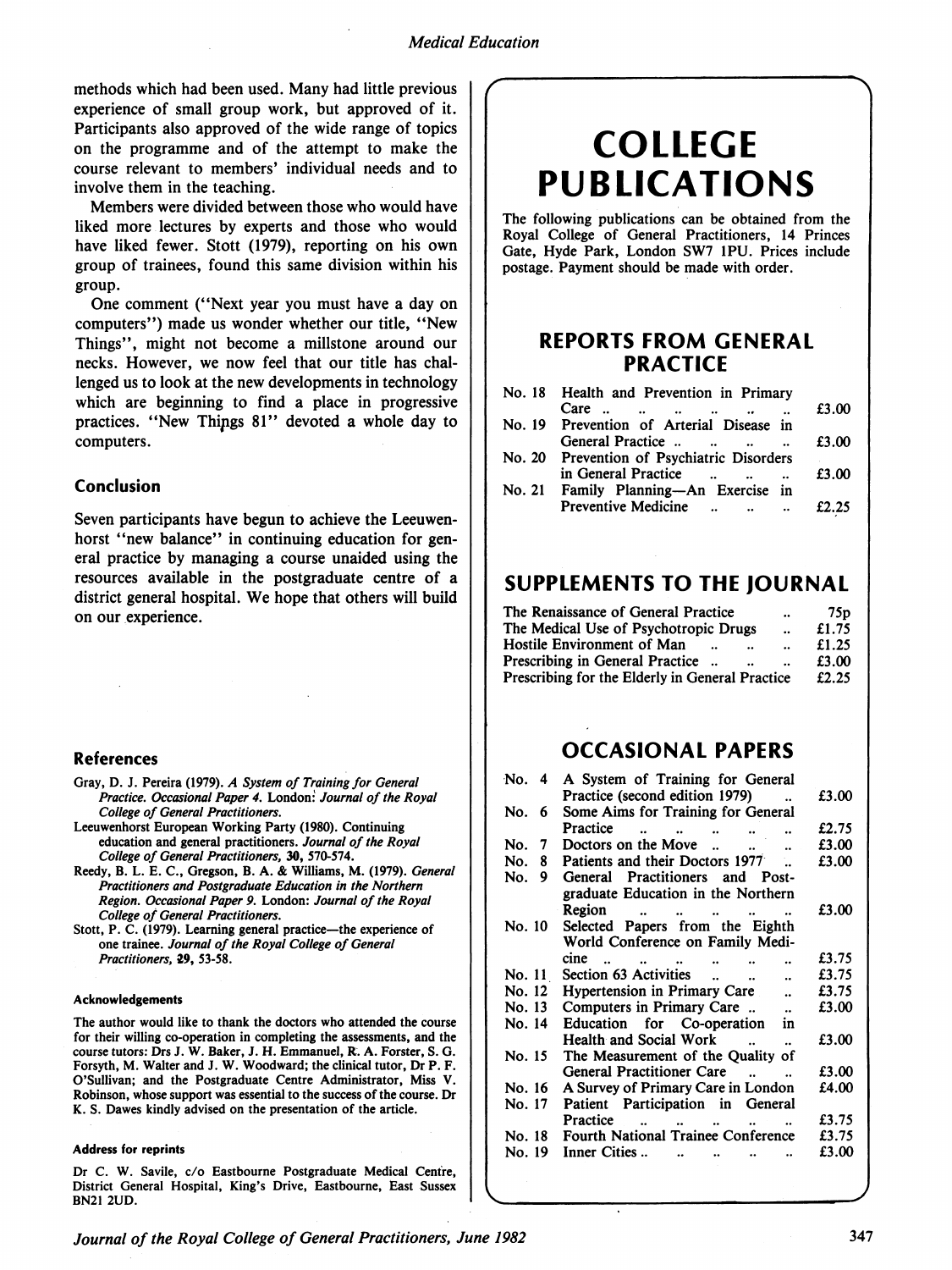methods which had been used. Many had little previous experience of small group work, but approved of it. Participants also approved of the wide range of topics on the programme and of the attempt to make the course relevant to members' individual needs and to involve them in the teaching.

Members were divided between those who would have liked more lectures by experts and those who would have liked fewer. Stott (1979), reporting on his own group of trainees, found this same division within his group.

One comment ("Next year you must have a day on computers") made us wonder whether our title, "New Things", might not become a millstone around our necks. However, we now feel that our title has challenged us to look at the new developments in technology which are beginning to find a place in progressive practices. "New Things 81" devoted a whole day to computers.

## Conclusion

Seven participants have begun to achieve the Leeuwenhorst "new balance" in continuing education for general practice by managing a course unaided using the resources available in the postgraduate centre of a district general hospital. We hope that others will build on our experience.

## References

Gray, D. J. Pereira (1979). *A System of Training for General Practice. Occasional Paper 4.* London: *Journal of the Royal College of General Practitioners.*

Leeuwenhorst European Working Party (1980). Continuing education and general practitioners. *Journal of the Royal College of General Practitioners,* **30**, 570-574.

Reedy, B. L. E. C., Gregson, B. A. & Williams, M. (1979). *General Practitioners and Postgraduate Education in the Northern Region. Occasional Paper 9.* London: *Journal of the Royal College of General Practitioners.*

Stott, P. C. (1979). Learning general practice—the experience of one trainee. *Journal of the Royal College of General Practitioners,* **29**, 53-58.

#### Acknowledgements

The author would like to thank the doctors who attended the course for their willing co-operation in completing the assessments, and the course tutors: Drs J. W. Baker, J. H. Emmanuel, R. A. Forster, S. G. Forsyth, M. Walter and J. W. Woodward; the clinical tutor, Dr P. F. O'Sullivan; and the Postgraduate Centre Administrator, Miss V. Robinson, whose support was essential to the success of the course. Dr K. S. Dawes kindly advised on the presentation of the article.

#### Address for reprints

Dr C. W. Savile, c/o Eastbourne Postgraduate Medical Centre, District General Hospital, King's Drive, Eastbourne, East Sussex BN21 2UD.

# COLLEGE PUBLICATIONS

The following publications can be obtained from the Royal College of General Practitioners, 14 Princes Gate, Hyde Park, London SW7 1PU. Prices include postage. Payment should be made with order.

## REPORTS FROM GENERAL PRACTICE

| | | |
|---|---|---|
| No. 18 | Health and Prevention in Primary Care | £3.00 |
| No. 19 | Prevention of Arterial Disease in General Practice | £3.00 |
| No. 20 | Prevention of Psychiatric Disorders in General Practice | £3.00 |
| No. 21 | Family Planning—An Exercise in Preventive Medicine | £2.25 |

## SUPPLEMENTS TO THE JOURNAL

| | |
|---|---|
| The Renaissance of General Practice | 75p |
| The Medical Use of Psychotropic Drugs | £1.75 |
| Hostile Environment of Man | £1.25 |
| Prescribing in General Practice | £3.00 |
| Prescribing for the Elderly in General Practice | £2.25 |

## OCCASIONAL PAPERS

| | | |
|---|---|---|
| No. 4 | A System of Training for General Practice (second edition 1979) | £3.00 |
| No. 6 | Some Aims for Training for General Practice | £2.75 |
| No. 7 | Doctors on the Move | £3.00 |
| No. 8 | Patients and their Doctors 1977 | £3.00 |
| No. 9 | General Practitioners and Postgraduate Education in the Northern Region | £3.00 |
| No. 10 | Selected Papers from the Eighth World Conference on Family Medicine | £3.75 |
| No. 11 | Section 63 Activities | £3.75 |
| No. 12 | Hypertension in Primary Care | £3.75 |
| No. 13 | Computers in Primary Care | £3.00 |
| No. 14 | Education for Co-operation in Health and Social Work | £3.00 |
| No. 15 | The Measurement of the Quality of General Practitioner Care | £3.00 |
| No. 16 | A Survey of Primary Care in London | £4.00 |
| No. 17 | Patient Participation in General Practice | £3.75 |
| No. 18 | Fourth National Trainee Conference | £3.75 |
| No. 19 | Inner Cities | £3.00 |